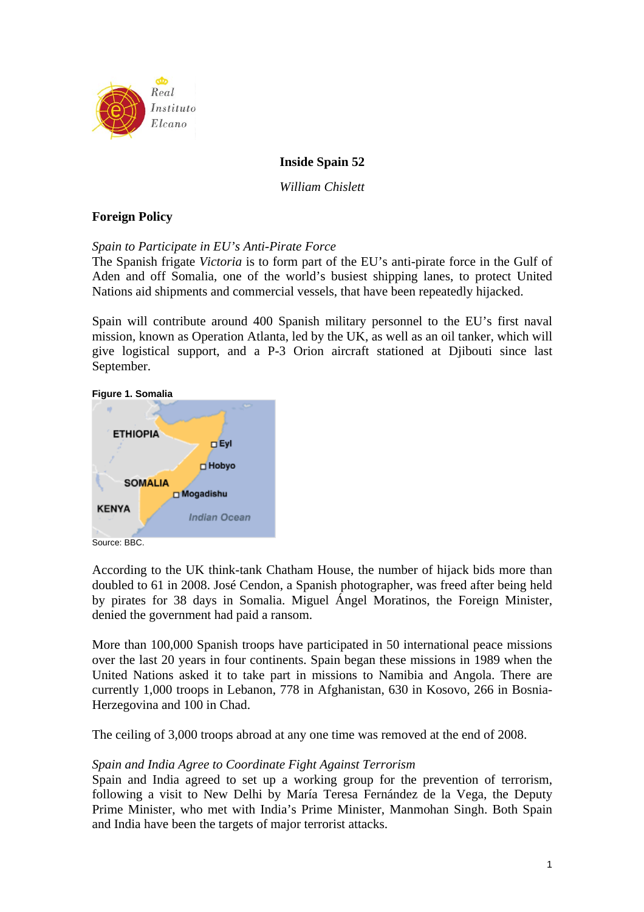# Inside Spain 52

*William Chislett*

## Foreign Policy

*Spain to Participate in EU's Anti-Pirate Force*

The Spanish frigate *Victoria* is to form part of the EU's anti-pirate force in the Gulf of Aden and off Somalia, one of the world's busiest shipping lanes, to protect United Nations aid shipments and commercial vessels, that have been repeatedly hijacked.

Spain will contribute around 400 Spanish military personnel to the EU's first naval mission, known as Operation Atlanta, led by the UK, as well as an oil tanker, which will give logistical support, and a P-3 Orion aircraft stationed at Djibouti since last September.

**Figure 1. Somalia**

Source: BBC.

According to the UK think-tank Chatham House, the number of hijack bids more than doubled to 61 in 2008. José Cendon, a Spanish photographer, was freed after being held by pirates for 38 days in Somalia. Miguel Ángel Moratinos, the Foreign Minister, denied the government had paid a ransom.

More than 100,000 Spanish troops have participated in 50 international peace missions over the last 20 years in four continents. Spain began these missions in 1989 when the United Nations asked it to take part in missions to Namibia and Angola. There are currently 1,000 troops in Lebanon, 778 in Afghanistan, 630 in Kosovo, 266 in Bosnia-Herzegovina and 100 in Chad.

The ceiling of 3,000 troops abroad at any one time was removed at the end of 2008.

*Spain and India Agree to Coordinate Fight Against Terrorism*

Spain and India agreed to set up a working group for the prevention of terrorism, following a visit to New Delhi by María Teresa Fernández de la Vega, the Deputy Prime Minister, who met with India's Prime Minister, Manmohan Singh. Both Spain and India have been the targets of major terrorist attacks.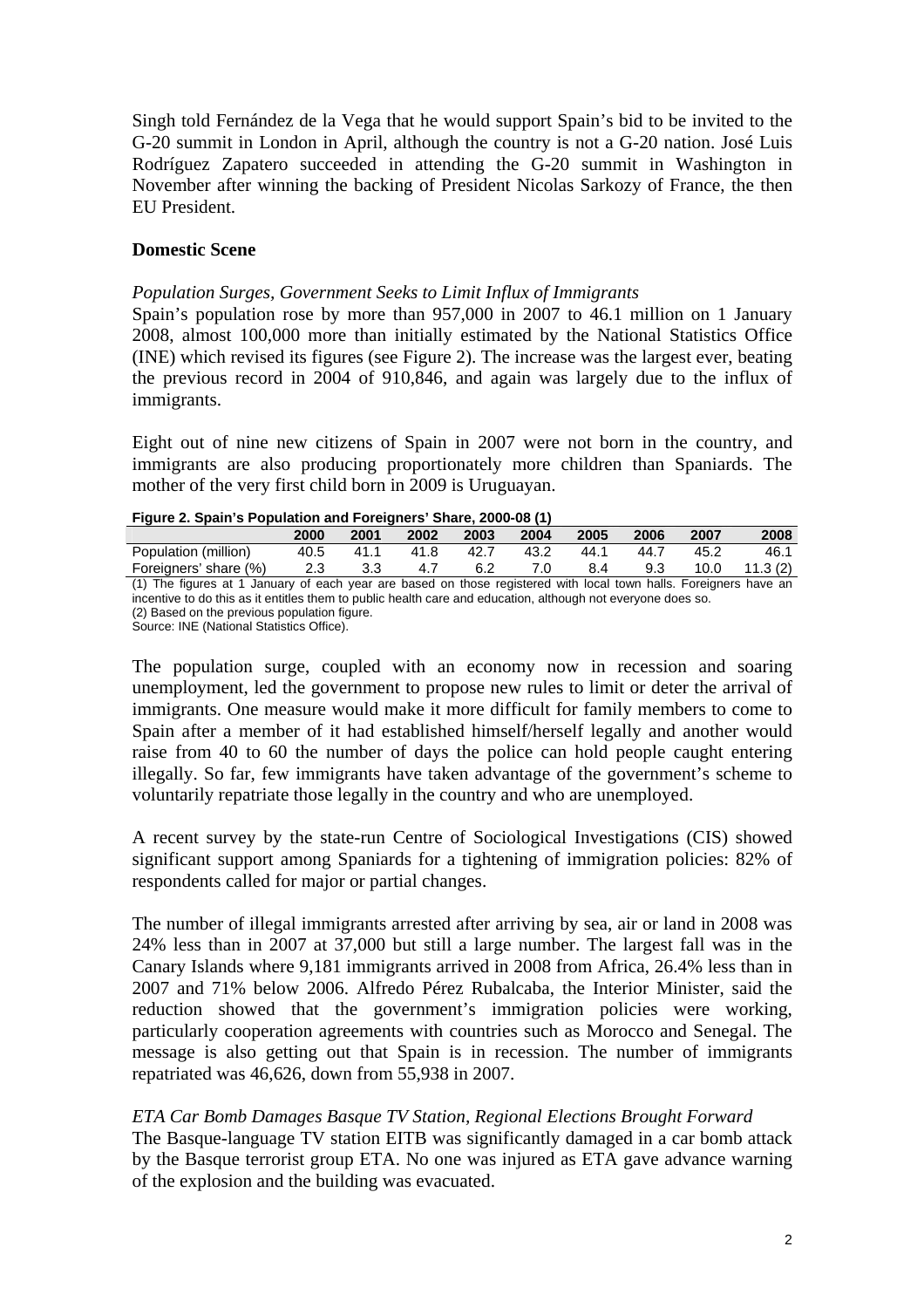Singh told Fernández de la Vega that he would support Spain's bid to be invited to the G-20 summit in London in April, although the country is not a G-20 nation. José Luis Rodríguez Zapatero succeeded in attending the G-20 summit in Washington in November after winning the backing of President Nicolas Sarkozy of France, the then EU President.

## Domestic Scene

*Population Surges, Government Seeks to Limit Influx of Immigrants*

Spain's population rose by more than 957,000 in 2007 to 46.1 million on 1 January 2008, almost 100,000 more than initially estimated by the National Statistics Office (INE) which revised its figures (see Figure 2). The increase was the largest ever, beating the previous record in 2004 of 910,846, and again was largely due to the influx of immigrants.

Eight out of nine new citizens of Spain in 2007 were not born in the country, and immigrants are also producing proportionately more children than Spaniards. The mother of the very first child born in 2009 is Uruguayan.

**Figure 2. Spain's Population and Foreigners' Share, 2000-08 (1)**

| | 2000 | 2001 | 2002 | 2003 | 2004 | 2005 | 2006 | 2007 | 2008 |
|---|---|---|---|---|---|---|---|---|---|
| Population (million) | 40.5 | 41.1 | 41.8 | 42.7 | 43.2 | 44.1 | 44.7 | 45.2 | 46.1 |
| Foreigners' share (%) | 2.3 | 3.3 | 4.7 | 6.2 | 7.0 | 8.4 | 9.3 | 10.0 | 11.3 (2) |

(1) The figures at 1 January of each year are based on those registered with local town halls. Foreigners have an incentive to do this as it entitles them to public health care and education, although not everyone does so.
(2) Based on the previous population figure.
Source: INE (National Statistics Office).

The population surge, coupled with an economy now in recession and soaring unemployment, led the government to propose new rules to limit or deter the arrival of immigrants. One measure would make it more difficult for family members to come to Spain after a member of it had established himself/herself legally and another would raise from 40 to 60 the number of days the police can hold people caught entering illegally. So far, few immigrants have taken advantage of the government's scheme to voluntarily repatriate those legally in the country and who are unemployed.

A recent survey by the state-run Centre of Sociological Investigations (CIS) showed significant support among Spaniards for a tightening of immigration policies: 82% of respondents called for major or partial changes.

The number of illegal immigrants arrested after arriving by sea, air or land in 2008 was 24% less than in 2007 at 37,000 but still a large number. The largest fall was in the Canary Islands where 9,181 immigrants arrived in 2008 from Africa, 26.4% less than in 2007 and 71% below 2006. Alfredo Pérez Rubalcaba, the Interior Minister, said the reduction showed that the government's immigration policies were working, particularly cooperation agreements with countries such as Morocco and Senegal. The message is also getting out that Spain is in recession. The number of immigrants repatriated was 46,626, down from 55,938 in 2007.

*ETA Car Bomb Damages Basque TV Station, Regional Elections Brought Forward*

The Basque-language TV station EITB was significantly damaged in a car bomb attack by the Basque terrorist group ETA. No one was injured as ETA gave advance warning of the explosion and the building was evacuated.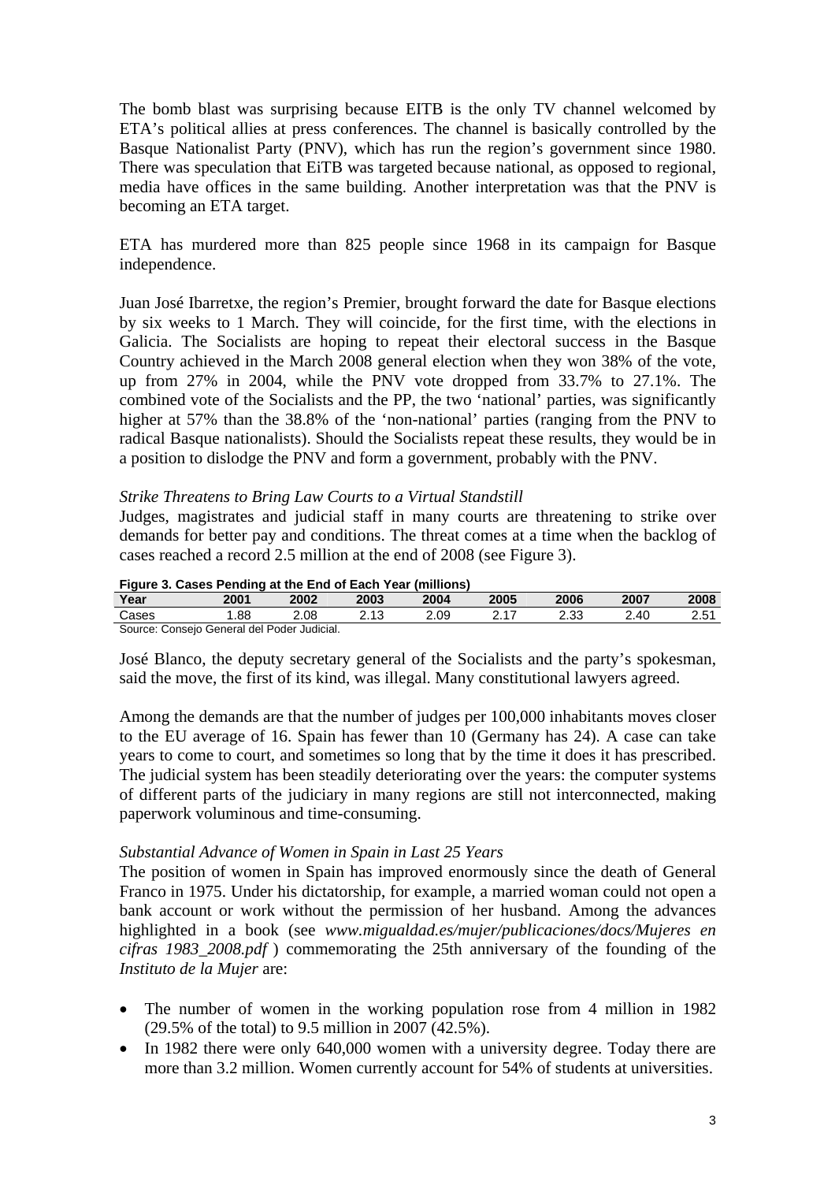The bomb blast was surprising because EITB is the only TV channel welcomed by ETA's political allies at press conferences. The channel is basically controlled by the Basque Nationalist Party (PNV), which has run the region's government since 1980. There was speculation that EiTB was targeted because national, as opposed to regional, media have offices in the same building. Another interpretation was that the PNV is becoming an ETA target.

ETA has murdered more than 825 people since 1968 in its campaign for Basque independence.

Juan José Ibarretxe, the region's Premier, brought forward the date for Basque elections by six weeks to 1 March. They will coincide, for the first time, with the elections in Galicia. The Socialists are hoping to repeat their electoral success in the Basque Country achieved in the March 2008 general election when they won 38% of the vote, up from 27% in 2004, while the PNV vote dropped from 33.7% to 27.1%. The combined vote of the Socialists and the PP, the two 'national' parties, was significantly higher at 57% than the 38.8% of the 'non-national' parties (ranging from the PNV to radical Basque nationalists). Should the Socialists repeat these results, they would be in a position to dislodge the PNV and form a government, probably with the PNV.

*Strike Threatens to Bring Law Courts to a Virtual Standstill*

Judges, magistrates and judicial staff in many courts are threatening to strike over demands for better pay and conditions. The threat comes at a time when the backlog of cases reached a record 2.5 million at the end of 2008 (see Figure 3).

**Figure 3. Cases Pending at the End of Each Year (millions)**

| Year | 2001 | 2002 | 2003 | 2004 | 2005 | 2006 | 2007 | 2008 |
|---|---|---|---|---|---|---|---|---|
| Cases | 1.88 | 2.08 | 2.13 | 2.09 | 2.17 | 2.33 | 2.40 | 2.51 |

Source: Consejo General del Poder Judicial.

José Blanco, the deputy secretary general of the Socialists and the party's spokesman, said the move, the first of its kind, was illegal. Many constitutional lawyers agreed.

Among the demands are that the number of judges per 100,000 inhabitants moves closer to the EU average of 16. Spain has fewer than 10 (Germany has 24). A case can take years to come to court, and sometimes so long that by the time it does it has prescribed. The judicial system has been steadily deteriorating over the years: the computer systems of different parts of the judiciary in many regions are still not interconnected, making paperwork voluminous and time-consuming.

*Substantial Advance of Women in Spain in Last 25 Years*

The position of women in Spain has improved enormously since the death of General Franco in 1975. Under his dictatorship, for example, a married woman could not open a bank account or work without the permission of her husband. Among the advances highlighted in a book (see *www.migualdad.es/mujer/publicaciones/docs/Mujeres en cifras 1983_2008.pdf* ) commemorating the 25th anniversary of the founding of the *Instituto de la Mujer* are:

- The number of women in the working population rose from 4 million in 1982 (29.5% of the total) to 9.5 million in 2007 (42.5%).
- In 1982 there were only 640,000 women with a university degree. Today there are more than 3.2 million. Women currently account for 54% of students at universities.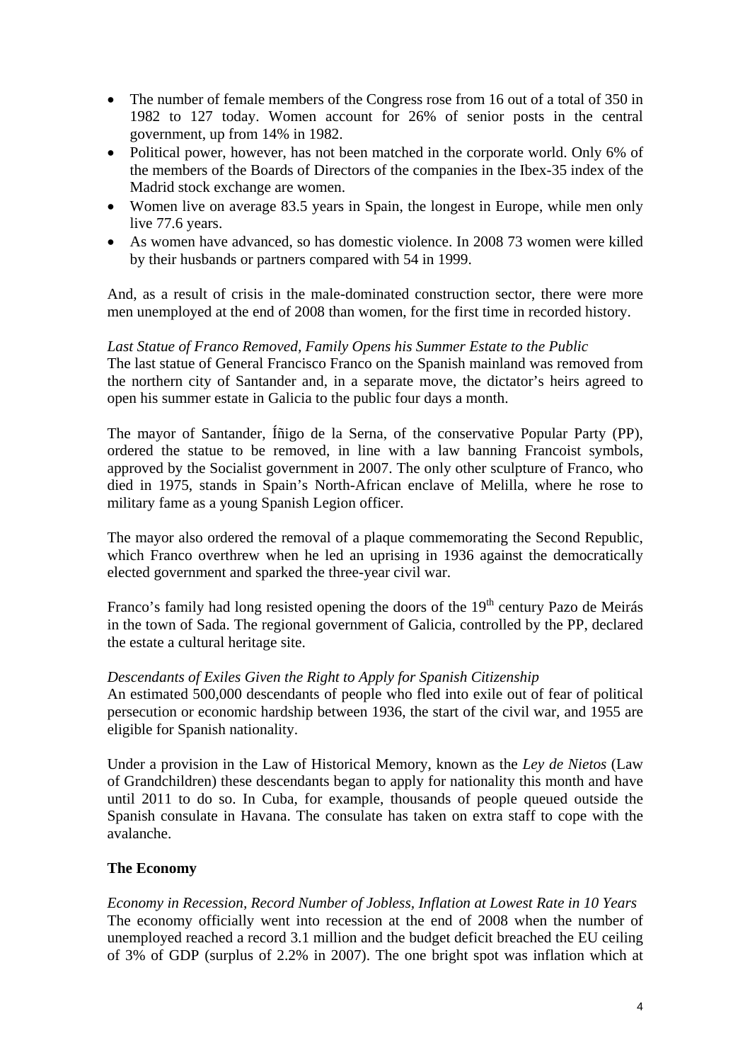- The number of female members of the Congress rose from 16 out of a total of 350 in 1982 to 127 today. Women account for 26% of senior posts in the central government, up from 14% in 1982.
- Political power, however, has not been matched in the corporate world. Only 6% of the members of the Boards of Directors of the companies in the Ibex-35 index of the Madrid stock exchange are women.
- Women live on average 83.5 years in Spain, the longest in Europe, while men only live 77.6 years.
- As women have advanced, so has domestic violence. In 2008 73 women were killed by their husbands or partners compared with 54 in 1999.

And, as a result of crisis in the male-dominated construction sector, there were more men unemployed at the end of 2008 than women, for the first time in recorded history.

*Last Statue of Franco Removed, Family Opens his Summer Estate to the Public*
The last statue of General Francisco Franco on the Spanish mainland was removed from the northern city of Santander and, in a separate move, the dictator's heirs agreed to open his summer estate in Galicia to the public four days a month.

The mayor of Santander, Íñigo de la Serna, of the conservative Popular Party (PP), ordered the statue to be removed, in line with a law banning Francoist symbols, approved by the Socialist government in 2007. The only other sculpture of Franco, who died in 1975, stands in Spain's North-African enclave of Melilla, where he rose to military fame as a young Spanish Legion officer.

The mayor also ordered the removal of a plaque commemorating the Second Republic, which Franco overthrew when he led an uprising in 1936 against the democratically elected government and sparked the three-year civil war.

Franco's family had long resisted opening the doors of the 19th century Pazo de Meirás in the town of Sada. The regional government of Galicia, controlled by the PP, declared the estate a cultural heritage site.

*Descendants of Exiles Given the Right to Apply for Spanish Citizenship*
An estimated 500,000 descendants of people who fled into exile out of fear of political persecution or economic hardship between 1936, the start of the civil war, and 1955 are eligible for Spanish nationality.

Under a provision in the Law of Historical Memory, known as the *Ley de Nietos* (Law of Grandchildren) these descendants began to apply for nationality this month and have until 2011 to do so. In Cuba, for example, thousands of people queued outside the Spanish consulate in Havana. The consulate has taken on extra staff to cope with the avalanche.

**The Economy**

*Economy in Recession, Record Number of Jobless, Inflation at Lowest Rate in 10 Years*
The economy officially went into recession at the end of 2008 when the number of unemployed reached a record 3.1 million and the budget deficit breached the EU ceiling of 3% of GDP (surplus of 2.2% in 2007). The one bright spot was inflation which at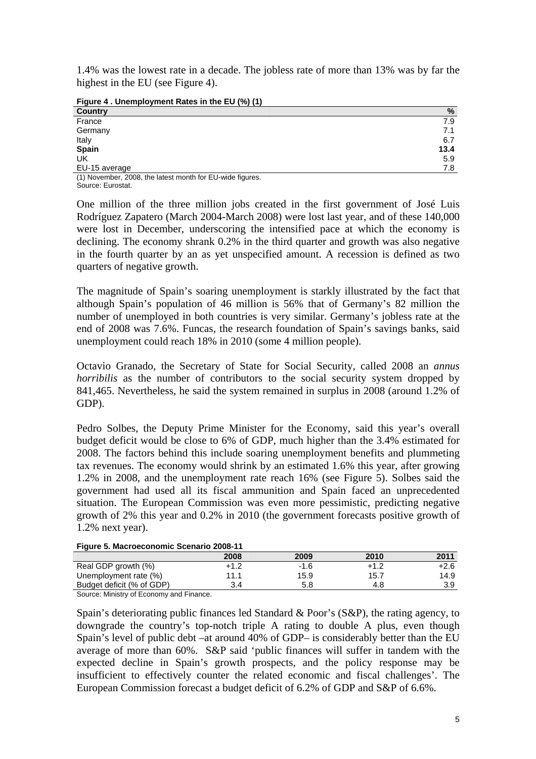1.4% was the lowest rate in a decade. The jobless rate of more than 13% was by far the highest in the EU (see Figure 4).

**Figure 4 . Unemployment Rates in the EU (%) (1)**

| Country | % |
|---|---|
| France | 7.9 |
| Germany | 7.1 |
| Italy | 6.7 |
| **Spain** | **13.4** |
| UK | 5.9 |
| EU-15 average | 7.8 |

(1) November, 2008, the latest month for EU-wide figures.
Source: Eurostat.

One million of the three million jobs created in the first government of José Luis Rodríguez Zapatero (March 2004-March 2008) were lost last year, and of these 140,000 were lost in December, underscoring the intensified pace at which the economy is declining. The economy shrank 0.2% in the third quarter and growth was also negative in the fourth quarter by an as yet unspecified amount. A recession is defined as two quarters of negative growth.

The magnitude of Spain's soaring unemployment is starkly illustrated by the fact that although Spain's population of 46 million is 56% that of Germany's 82 million the number of unemployed in both countries is very similar. Germany's jobless rate at the end of 2008 was 7.6%. Funcas, the research foundation of Spain's savings banks, said unemployment could reach 18% in 2010 (some 4 million people).

Octavio Granado, the Secretary of State for Social Security, called 2008 an *annus horribilis* as the number of contributors to the social security system dropped by 841,465. Nevertheless, he said the system remained in surplus in 2008 (around 1.2% of GDP).

Pedro Solbes, the Deputy Prime Minister for the Economy, said this year's overall budget deficit would be close to 6% of GDP, much higher than the 3.4% estimated for 2008. The factors behind this include soaring unemployment benefits and plummeting tax revenues. The economy would shrink by an estimated 1.6% this year, after growing 1.2% in 2008, and the unemployment rate reach 16% (see Figure 5). Solbes said the government had used all its fiscal ammunition and Spain faced an unprecedented situation. The European Commission was even more pessimistic, predicting negative growth of 2% this year and 0.2% in 2010 (the government forecasts positive growth of 1.2% next year).

**Figure 5. Macroeconomic Scenario 2008-11**

| | 2008 | 2009 | 2010 | 2011 |
|---|---|---|---|---|
| Real GDP growth (%) | +1.2 | -1.6 | +1.2 | +2.6 |
| Unemployment rate (%) | 11.1 | 15.9 | 15.7 | 14.9 |
| Budget deficit (% of GDP) | 3.4 | 5.8 | 4.8 | 3.9 |

Source: Ministry of Economy and Finance.

Spain's deteriorating public finances led Standard & Poor's (S&P), the rating agency, to downgrade the country's top-notch triple A rating to double A plus, even though Spain's level of public debt –at around 40% of GDP– is considerably better than the EU average of more than 60%. S&P said 'public finances will suffer in tandem with the expected decline in Spain's growth prospects, and the policy response may be insufficient to effectively counter the related economic and fiscal challenges'. The European Commission forecast a budget deficit of 6.2% of GDP and S&P of 6.6%.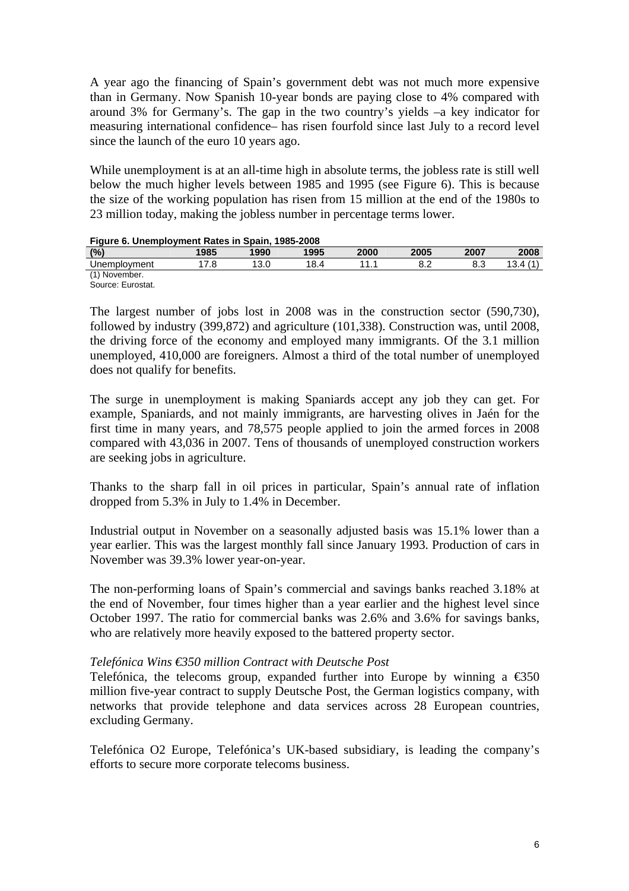A year ago the financing of Spain's government debt was not much more expensive than in Germany. Now Spanish 10-year bonds are paying close to 4% compared with around 3% for Germany's. The gap in the two country's yields –a key indicator for measuring international confidence– has risen fourfold since last July to a record level since the launch of the euro 10 years ago.

While unemployment is at an all-time high in absolute terms, the jobless rate is still well below the much higher levels between 1985 and 1995 (see Figure 6). This is because the size of the working population has risen from 15 million at the end of the 1980s to 23 million today, making the jobless number in percentage terms lower.

**Figure 6. Unemployment Rates in Spain, 1985-2008**

| (%) | 1985 | 1990 | 1995 | 2000 | 2005 | 2007 | 2008 |
|---|---|---|---|---|---|---|---|
| Unemployment | 17.8 | 13.0 | 18.4 | 11.1 | 8.2 | 8.3 | 13.4 (1) |

(1) November.
Source: Eurostat.

The largest number of jobs lost in 2008 was in the construction sector (590,730), followed by industry (399,872) and agriculture (101,338). Construction was, until 2008, the driving force of the economy and employed many immigrants. Of the 3.1 million unemployed, 410,000 are foreigners. Almost a third of the total number of unemployed does not qualify for benefits.

The surge in unemployment is making Spaniards accept any job they can get. For example, Spaniards, and not mainly immigrants, are harvesting olives in Jaén for the first time in many years, and 78,575 people applied to join the armed forces in 2008 compared with 43,036 in 2007. Tens of thousands of unemployed construction workers are seeking jobs in agriculture.

Thanks to the sharp fall in oil prices in particular, Spain's annual rate of inflation dropped from 5.3% in July to 1.4% in December.

Industrial output in November on a seasonally adjusted basis was 15.1% lower than a year earlier. This was the largest monthly fall since January 1993. Production of cars in November was 39.3% lower year-on-year.

The non-performing loans of Spain's commercial and savings banks reached 3.18% at the end of November, four times higher than a year earlier and the highest level since October 1997. The ratio for commercial banks was 2.6% and 3.6% for savings banks, who are relatively more heavily exposed to the battered property sector.

*Telefónica Wins €350 million Contract with Deutsche Post*

Telefónica, the telecoms group, expanded further into Europe by winning a €350 million five-year contract to supply Deutsche Post, the German logistics company, with networks that provide telephone and data services across 28 European countries, excluding Germany.

Telefónica O2 Europe, Telefónica's UK-based subsidiary, is leading the company's efforts to secure more corporate telecoms business.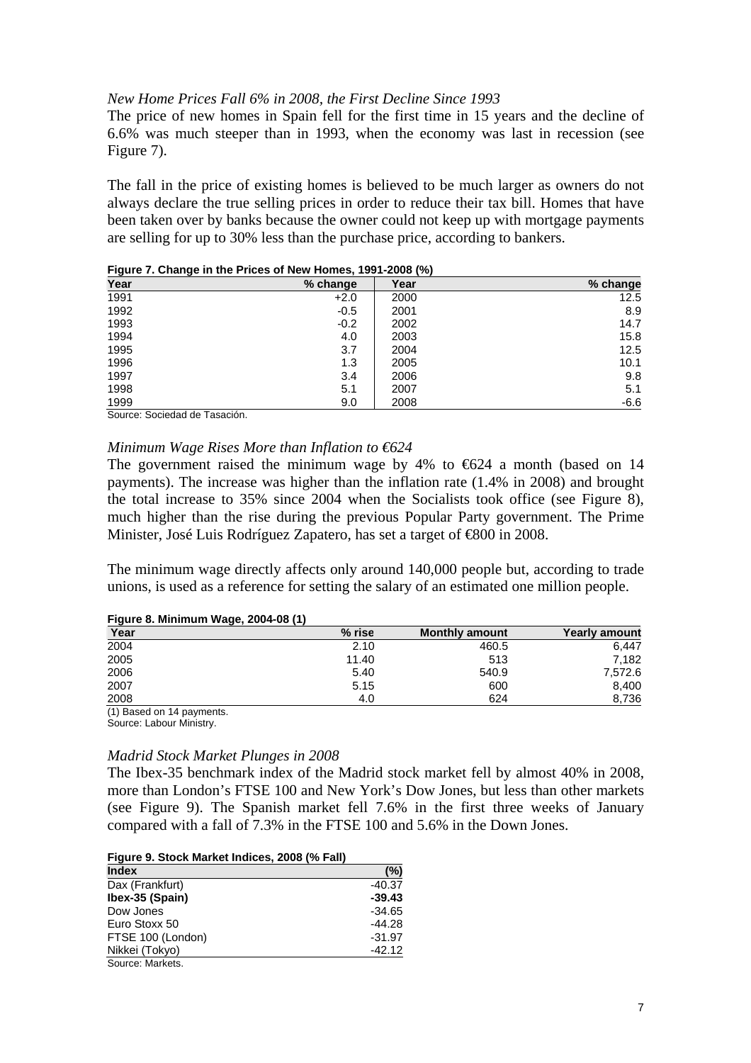*New Home Prices Fall 6% in 2008, the First Decline Since 1993*

The price of new homes in Spain fell for the first time in 15 years and the decline of 6.6% was much steeper than in 1993, when the economy was last in recession (see Figure 7).

The fall in the price of existing homes is believed to be much larger as owners do not always declare the true selling prices in order to reduce their tax bill. Homes that have been taken over by banks because the owner could not keep up with mortgage payments are selling for up to 30% less than the purchase price, according to bankers.

**Figure 7. Change in the Prices of New Homes, 1991-2008 (%)**

| Year | % change | Year | % change |
|---|---|---|---|
| 1991 | +2.0 | 2000 | 12.5 |
| 1992 | -0.5 | 2001 | 8.9 |
| 1993 | -0.2 | 2002 | 14.7 |
| 1994 | 4.0 | 2003 | 15.8 |
| 1995 | 3.7 | 2004 | 12.5 |
| 1996 | 1.3 | 2005 | 10.1 |
| 1997 | 3.4 | 2006 | 9.8 |
| 1998 | 5.1 | 2007 | 5.1 |
| 1999 | 9.0 | 2008 | -6.6 |

Source: Sociedad de Tasación.

*Minimum Wage Rises More than Inflation to €624*

The government raised the minimum wage by 4% to €624 a month (based on 14 payments). The increase was higher than the inflation rate (1.4% in 2008) and brought the total increase to 35% since 2004 when the Socialists took office (see Figure 8), much higher than the rise during the previous Popular Party government. The Prime Minister, José Luis Rodríguez Zapatero, has set a target of €800 in 2008.

The minimum wage directly affects only around 140,000 people but, according to trade unions, is used as a reference for setting the salary of an estimated one million people.

**Figure 8. Minimum Wage, 2004-08 (1)**

| Year | % rise | Monthly amount | Yearly amount |
|---|---|---|---|
| 2004 | 2.10 | 460.5 | 6,447 |
| 2005 | 11.40 | 513 | 7,182 |
| 2006 | 5.40 | 540.9 | 7,572.6 |
| 2007 | 5.15 | 600 | 8,400 |
| 2008 | 4.0 | 624 | 8,736 |

(1) Based on 14 payments.
Source: Labour Ministry.

*Madrid Stock Market Plunges in 2008*

The Ibex-35 benchmark index of the Madrid stock market fell by almost 40% in 2008, more than London's FTSE 100 and New York's Dow Jones, but less than other markets (see Figure 9). The Spanish market fell 7.6% in the first three weeks of January compared with a fall of 7.3% in the FTSE 100 and 5.6% in the Down Jones.

**Figure 9. Stock Market Indices, 2008 (% Fall)**

| Index | (%) |
|---|---|
| Dax (Frankfurt) | -40.37 |
| **Ibex-35 (Spain)** | **-39.43** |
| Dow Jones | -34.65 |
| Euro Stoxx 50 | -44.28 |
| FTSE 100 (London) | -31.97 |
| Nikkei (Tokyo) | -42.12 |

Source: Markets.